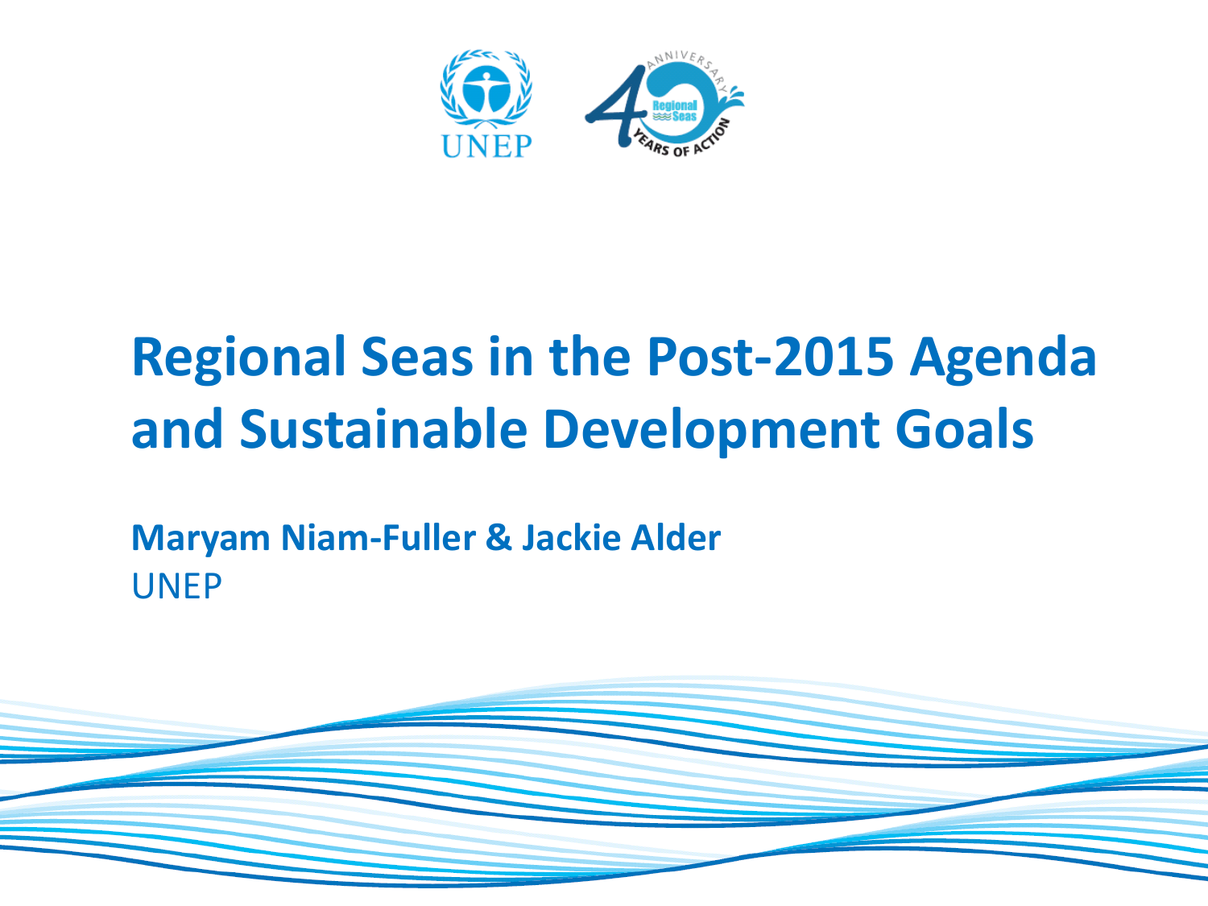# Regional Seas in the Post-2015 Agenda and Sustainable Development Goals

**Maryam Niam-Fuller & Jackie Alder**

UNEP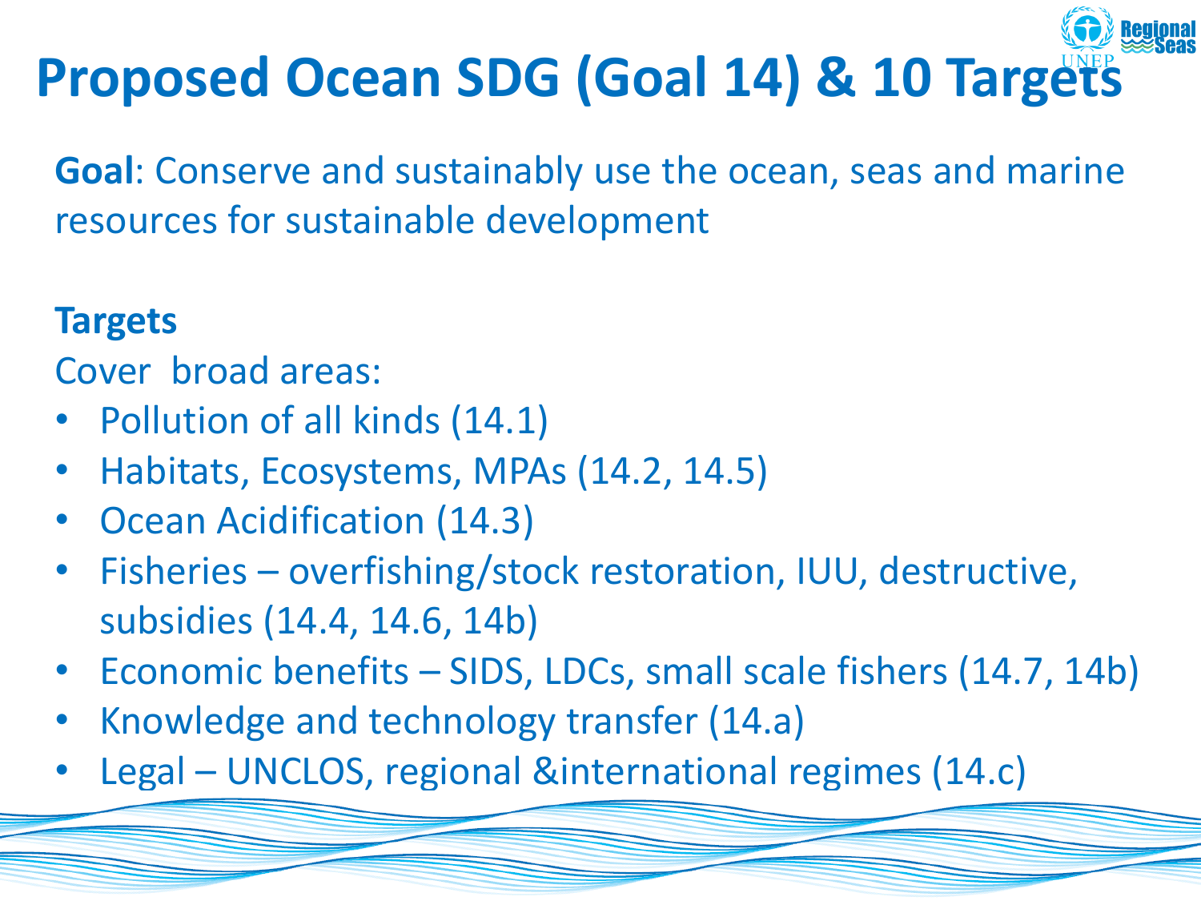# Proposed Ocean SDG (Goal 14) & 10 Targets

**Goal**: Conserve and sustainably use the ocean, seas and marine resources for sustainable development

**Targets**

Cover broad areas:

- Pollution of all kinds (14.1)
- Habitats, Ecosystems, MPAs (14.2, 14.5)
- Ocean Acidification (14.3)
- Fisheries – overfishing/stock restoration, IUU, destructive, subsidies (14.4, 14.6, 14b)
- Economic benefits – SIDS, LDCs, small scale fishers (14.7, 14b)
- Knowledge and technology transfer (14.a)
- Legal – UNCLOS, regional &international regimes (14.c)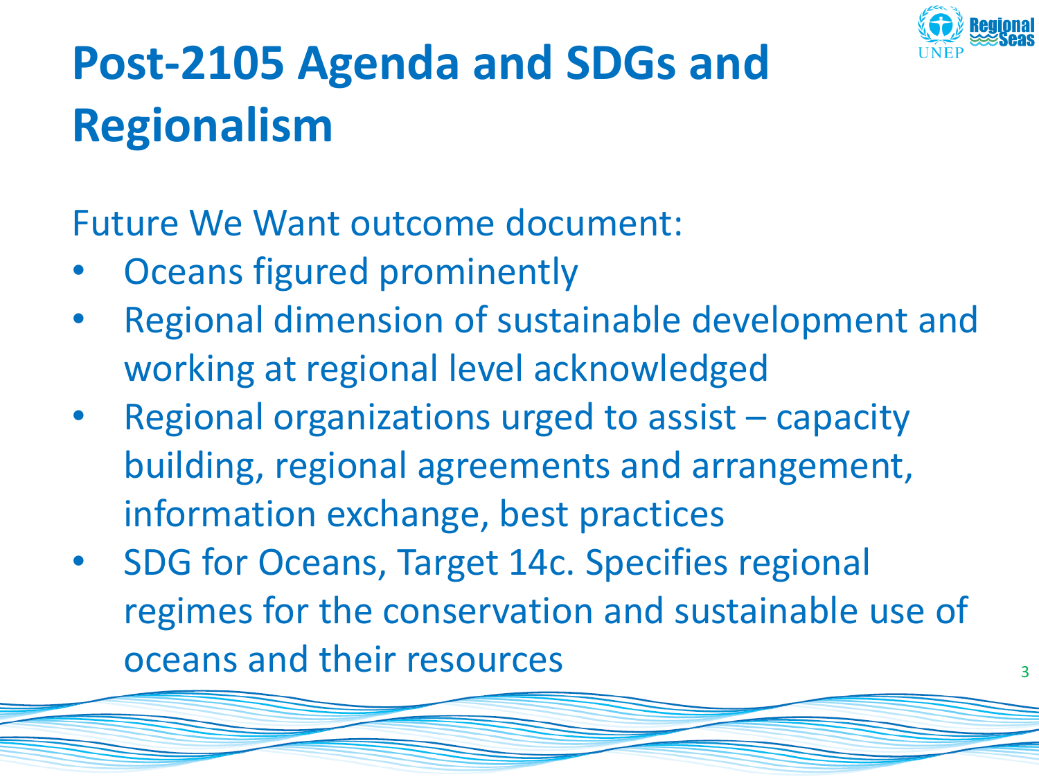# Post-2105 Agenda and SDGs and Regionalism

Future We Want outcome document:

- Oceans figured prominently
- Regional dimension of sustainable development and working at regional level acknowledged
- Regional organizations urged to assist – capacity building, regional agreements and arrangement, information exchange, best practices
- SDG for Oceans, Target 14c. Specifies regional regimes for the conservation and sustainable use of oceans and their resources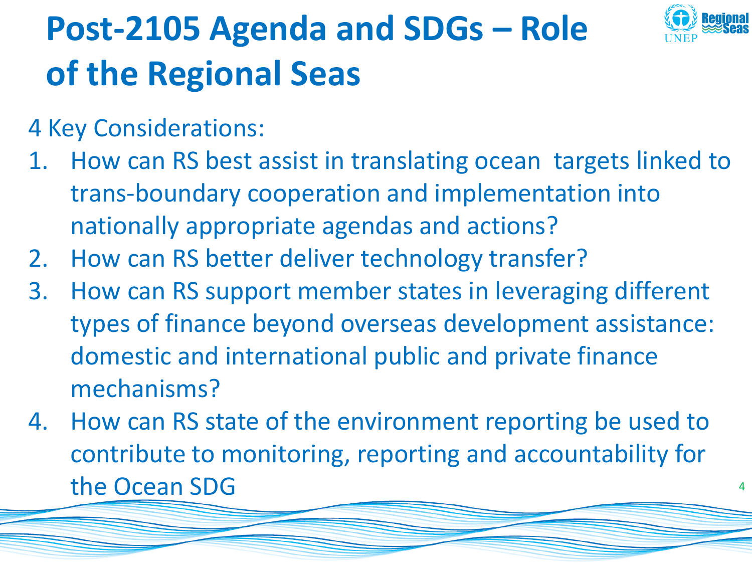# Post-2105 Agenda and SDGs – Role of the Regional Seas

4 Key Considerations:

1. How can RS best assist in translating ocean targets linked to trans-boundary cooperation and implementation into nationally appropriate agendas and actions?
2. How can RS better deliver technology transfer?
3. How can RS support member states in leveraging different types of finance beyond overseas development assistance: domestic and international public and private finance mechanisms?
4. How can RS state of the environment reporting be used to contribute to monitoring, reporting and accountability for the Ocean SDG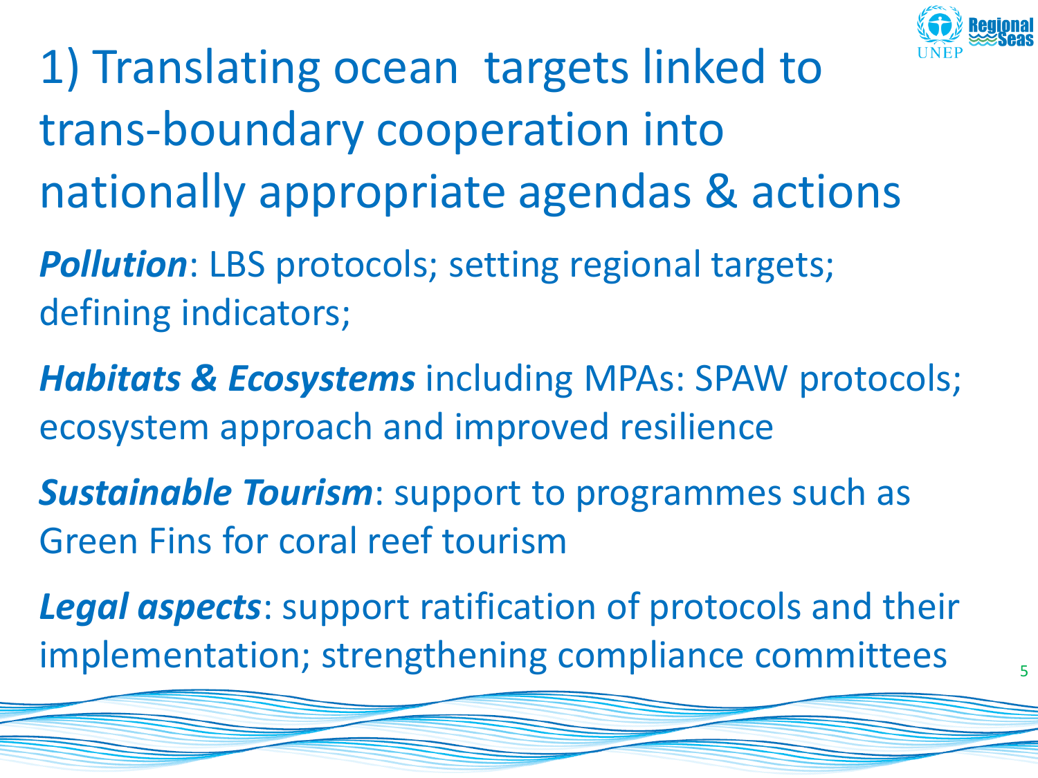# 1) Translating ocean targets linked to trans-boundary cooperation into nationally appropriate agendas & actions

***Pollution***: LBS protocols; setting regional targets; defining indicators;

***Habitats & Ecosystems*** including MPAs: SPAW protocols; ecosystem approach and improved resilience

***Sustainable Tourism***: support to programmes such as Green Fins for coral reef tourism

***Legal aspects***: support ratification of protocols and their implementation; strengthening compliance committees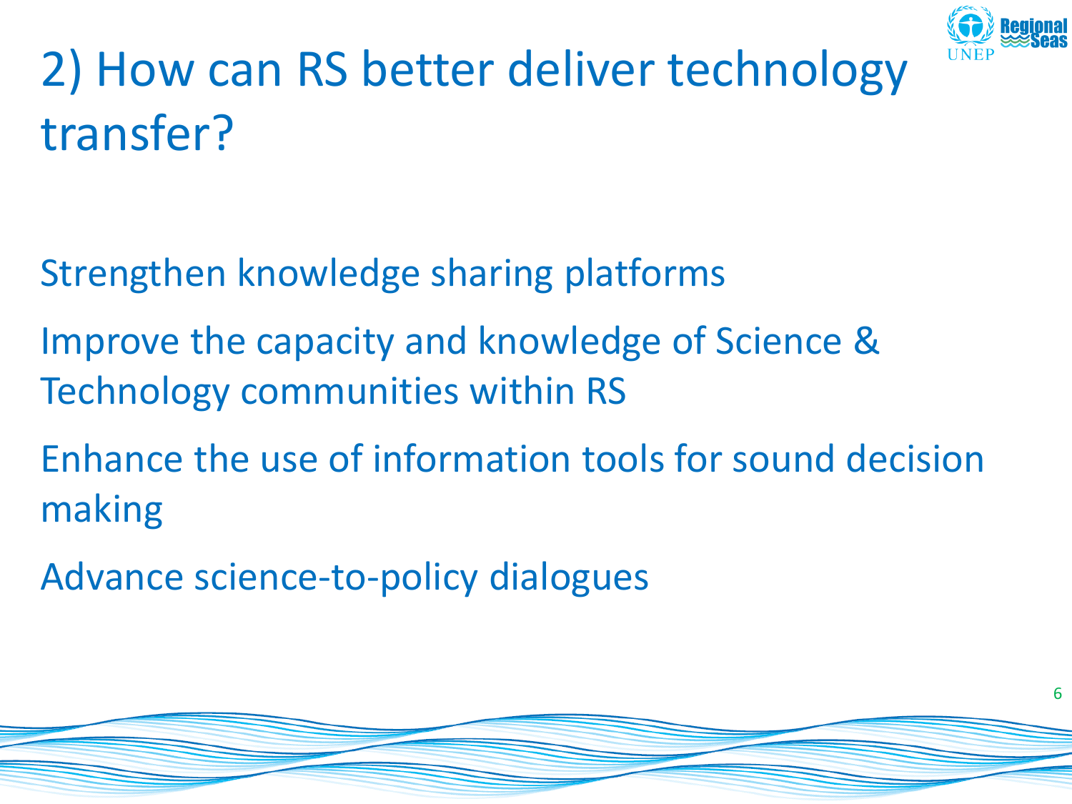# 2) How can RS better deliver technology transfer?

Strengthen knowledge sharing platforms

Improve the capacity and knowledge of Science & Technology communities within RS

Enhance the use of information tools for sound decision making

Advance science-to-policy dialogues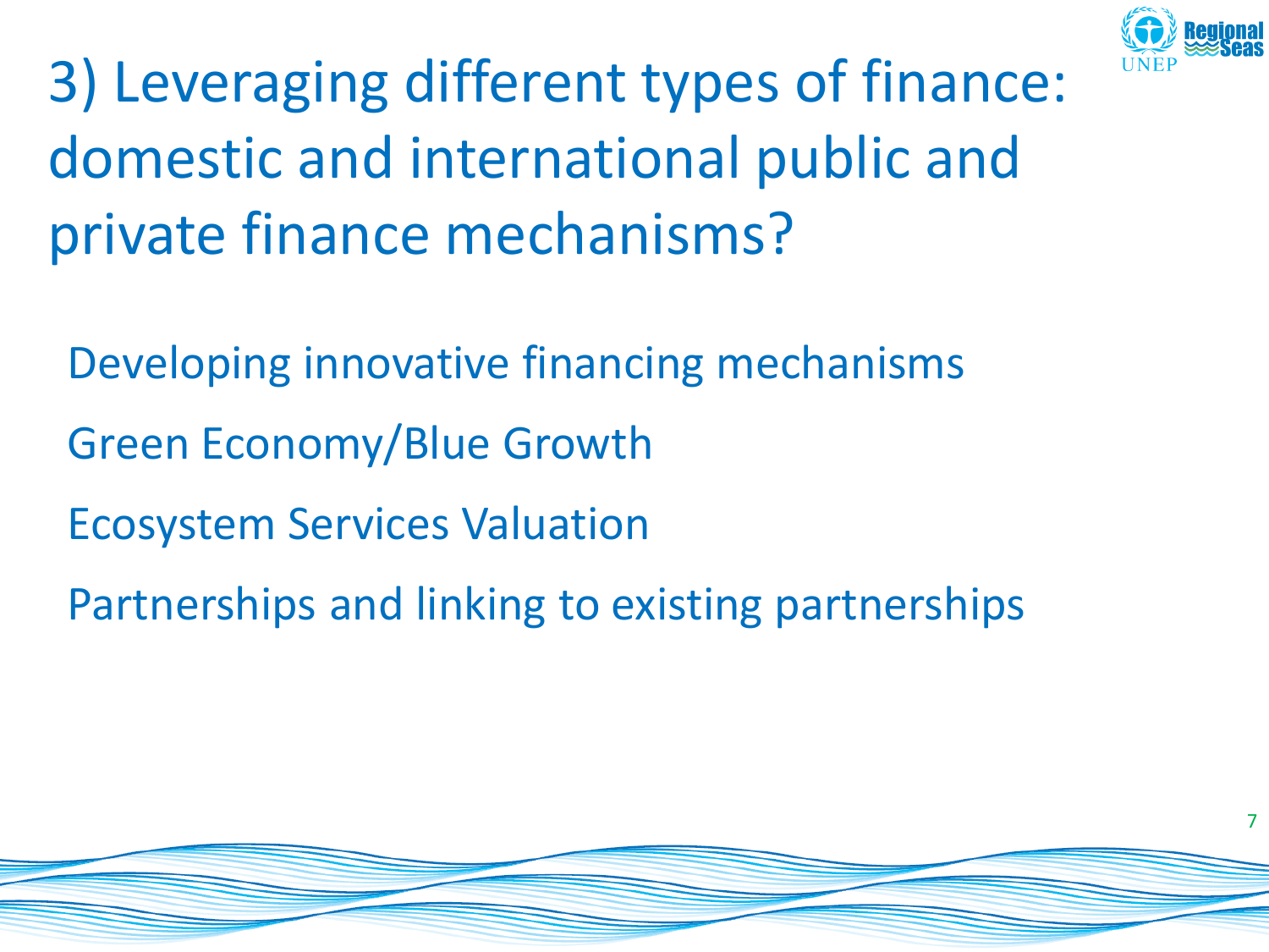# 3) Leveraging different types of finance: domestic and international public and private finance mechanisms?

- Developing innovative financing mechanisms
- Green Economy/Blue Growth
- Ecosystem Services Valuation
- Partnerships and linking to existing partnerships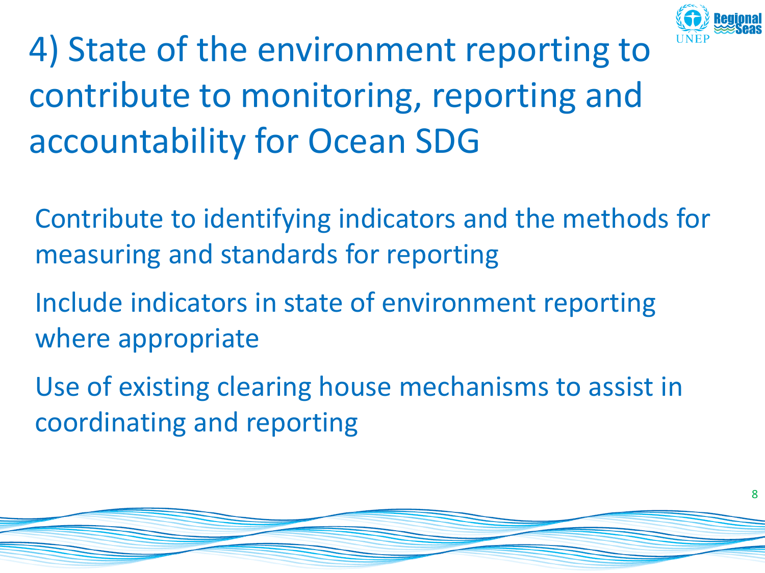# 4) State of the environment reporting to contribute to monitoring, reporting and accountability for Ocean SDG

Contribute to identifying indicators and the methods for measuring and standards for reporting

Include indicators in state of environment reporting where appropriate

Use of existing clearing house mechanisms to assist in coordinating and reporting